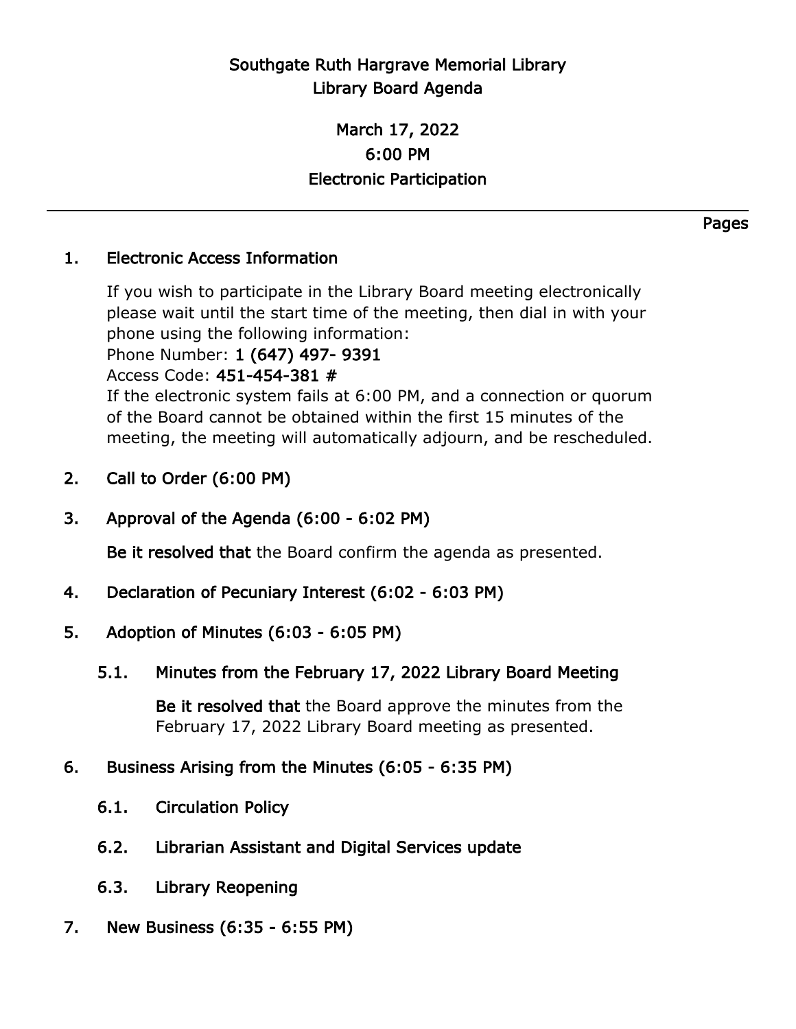# Southgate Ruth Hargrave Memorial Library
## Library Board Agenda

**March 17, 2022**
**6:00 PM**
**Electronic Participation**

---

Pages

1. **Electronic Access Information**

   If you wish to participate in the Library Board meeting electronically please wait until the start time of the meeting, then dial in with your phone using the following information:
   Phone Number: **1 (647) 497- 9391**
   Access Code: **451-454-381 #**
   If the electronic system fails at 6:00 PM, and a connection or quorum of the Board cannot be obtained within the first 15 minutes of the meeting, the meeting will automatically adjourn, and be rescheduled.

2. **Call to Order (6:00 PM)**

3. **Approval of the Agenda (6:00 - 6:02 PM)**

   **Be it resolved that** the Board confirm the agenda as presented.

4. **Declaration of Pecuniary Interest (6:02 - 6:03 PM)**

5. **Adoption of Minutes (6:03 - 6:05 PM)**

   5.1. **Minutes from the February 17, 2022 Library Board Meeting**

   **Be it resolved that** the Board approve the minutes from the February 17, 2022 Library Board meeting as presented.

6. **Business Arising from the Minutes (6:05 - 6:35 PM)**

   6.1. **Circulation Policy**

   6.2. **Librarian Assistant and Digital Services update**

   6.3. **Library Reopening**

7. **New Business (6:35 - 6:55 PM)**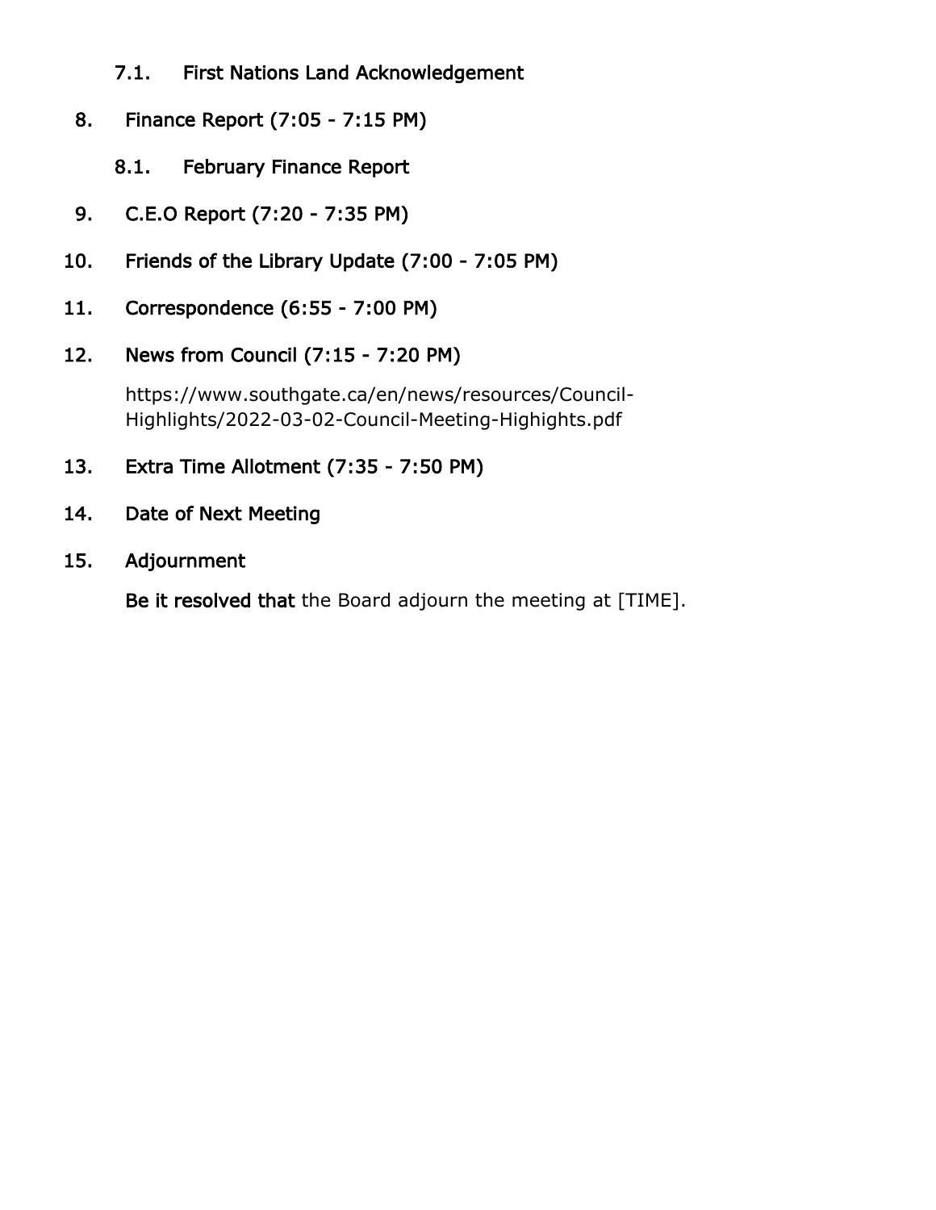7.1. First Nations Land Acknowledgement

8. Finance Report (7:05 - 7:15 PM)

    8.1. February Finance Report

9. C.E.O Report (7:20 - 7:35 PM)

10. Friends of the Library Update (7:00 - 7:05 PM)

11. Correspondence (6:55 - 7:00 PM)

12. News from Council (7:15 - 7:20 PM)

    https://www.southgate.ca/en/news/resources/Council-Highlights/2022-03-02-Council-Meeting-Highights.pdf

13. Extra Time Allotment (7:35 - 7:50 PM)

14. Date of Next Meeting

15. Adjournment

    **Be it resolved that** the Board adjourn the meeting at [TIME].